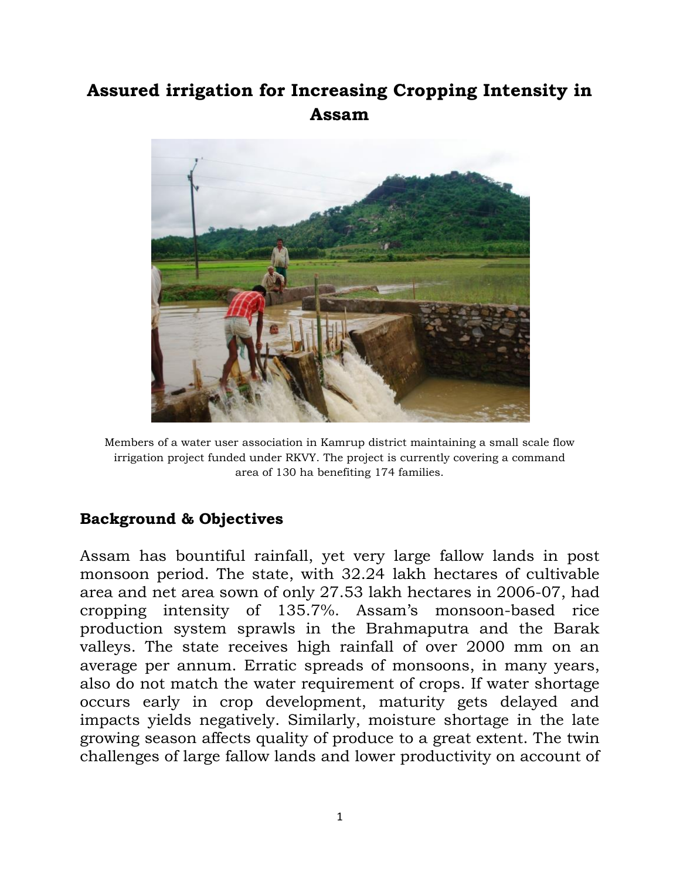# Assured irrigation for Increasing Cropping Intensity in Assam

Members of a water user association in Kamrup district maintaining a small scale flow irrigation project funded under RKVY. The project is currently covering a command area of 130 ha benefiting 174 families.

## Background & Objectives

Assam has bountiful rainfall, yet very large fallow lands in post monsoon period. The state, with 32.24 lakh hectares of cultivable area and net area sown of only 27.53 lakh hectares in 2006-07, had cropping intensity of 135.7%. Assam's monsoon-based rice production system sprawls in the Brahmaputra and the Barak valleys. The state receives high rainfall of over 2000 mm on an average per annum. Erratic spreads of monsoons, in many years, also do not match the water requirement of crops. If water shortage occurs early in crop development, maturity gets delayed and impacts yields negatively. Similarly, moisture shortage in the late growing season affects quality of produce to a great extent. The twin challenges of large fallow lands and lower productivity on account of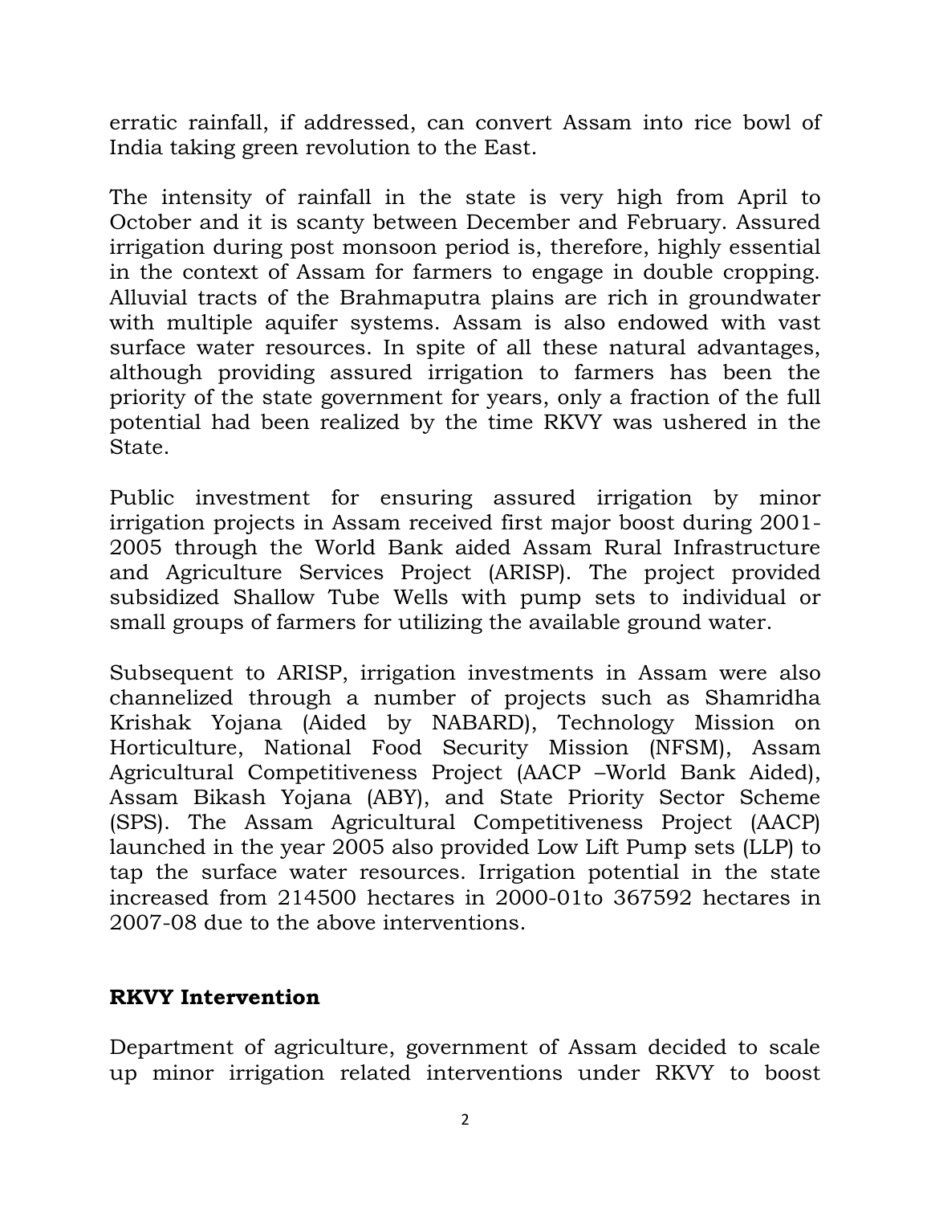erratic rainfall, if addressed, can convert Assam into rice bowl of India taking green revolution to the East.

The intensity of rainfall in the state is very high from April to October and it is scanty between December and February. Assured irrigation during post monsoon period is, therefore, highly essential in the context of Assam for farmers to engage in double cropping. Alluvial tracts of the Brahmaputra plains are rich in groundwater with multiple aquifer systems. Assam is also endowed with vast surface water resources. In spite of all these natural advantages, although providing assured irrigation to farmers has been the priority of the state government for years, only a fraction of the full potential had been realized by the time RKVY was ushered in the State.

Public investment for ensuring assured irrigation by minor irrigation projects in Assam received first major boost during 2001-2005 through the World Bank aided Assam Rural Infrastructure and Agriculture Services Project (ARISP). The project provided subsidized Shallow Tube Wells with pump sets to individual or small groups of farmers for utilizing the available ground water.

Subsequent to ARISP, irrigation investments in Assam were also channelized through a number of projects such as Shamridha Krishak Yojana (Aided by NABARD), Technology Mission on Horticulture, National Food Security Mission (NFSM), Assam Agricultural Competitiveness Project (AACP –World Bank Aided), Assam Bikash Yojana (ABY), and State Priority Sector Scheme (SPS). The Assam Agricultural Competitiveness Project (AACP) launched in the year 2005 also provided Low Lift Pump sets (LLP) to tap the surface water resources. Irrigation potential in the state increased from 214500 hectares in 2000-01to 367592 hectares in 2007-08 due to the above interventions.

## RKVY Intervention

Department of agriculture, government of Assam decided to scale up minor irrigation related interventions under RKVY to boost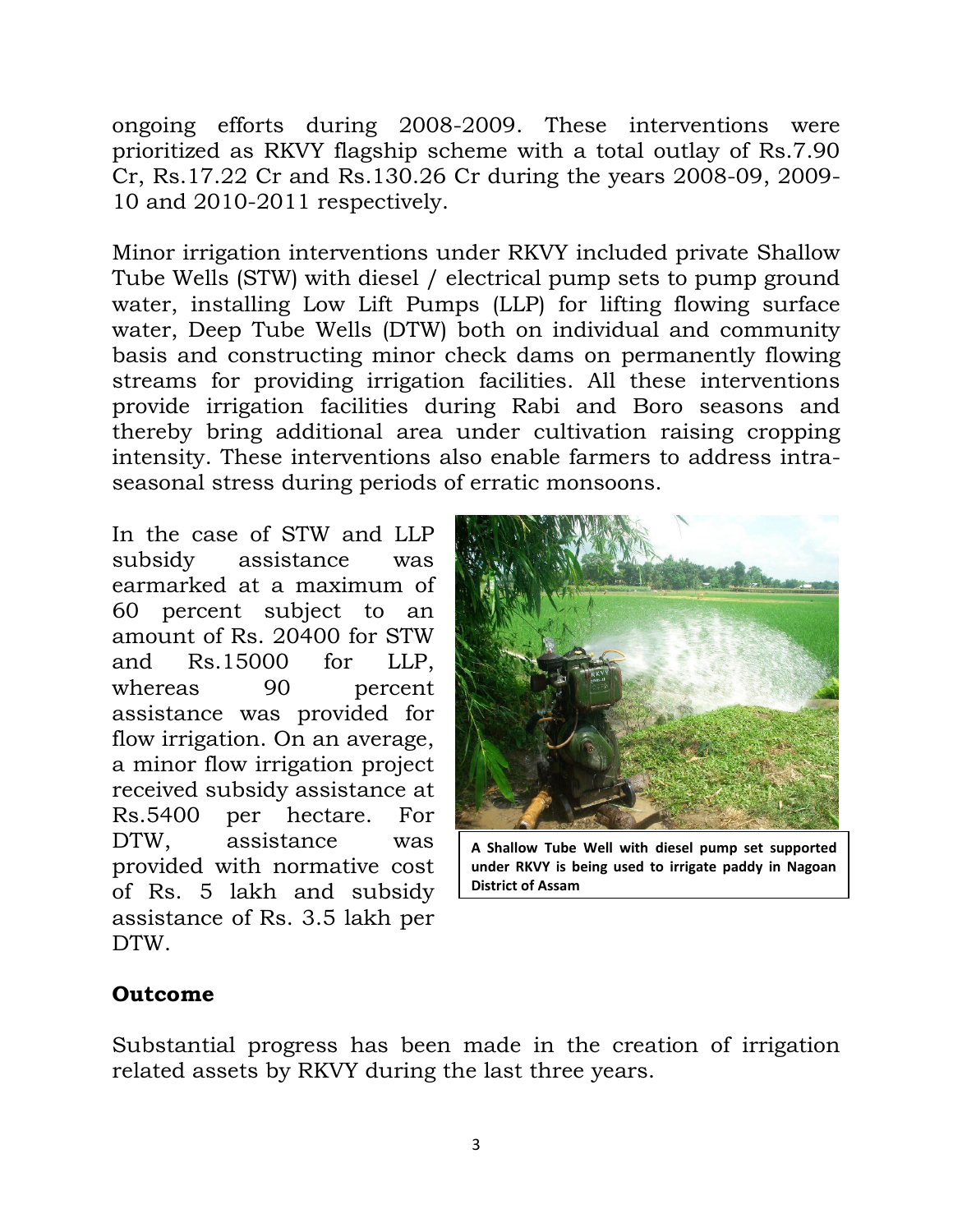ongoing efforts during 2008-2009. These interventions were prioritized as RKVY flagship scheme with a total outlay of Rs.7.90 Cr, Rs.17.22 Cr and Rs.130.26 Cr during the years 2008-09, 2009-10 and 2010-2011 respectively.

Minor irrigation interventions under RKVY included private Shallow Tube Wells (STW) with diesel / electrical pump sets to pump ground water, installing Low Lift Pumps (LLP) for lifting flowing surface water, Deep Tube Wells (DTW) both on individual and community basis and constructing minor check dams on permanently flowing streams for providing irrigation facilities. All these interventions provide irrigation facilities during Rabi and Boro seasons and thereby bring additional area under cultivation raising cropping intensity. These interventions also enable farmers to address intra-seasonal stress during periods of erratic monsoons.

In the case of STW and LLP subsidy assistance was earmarked at a maximum of 60 percent subject to an amount of Rs. 20400 for STW and Rs.15000 for LLP, whereas 90 percent assistance was provided for flow irrigation. On an average, a minor flow irrigation project received subsidy assistance at Rs.5400 per hectare. For DTW, assistance was provided with normative cost of Rs. 5 lakh and subsidy assistance of Rs. 3.5 lakh per DTW.

**A Shallow Tube Well with diesel pump set supported under RKVY is being used to irrigate paddy in Nagoan District of Assam**

## Outcome

Substantial progress has been made in the creation of irrigation related assets by RKVY during the last three years.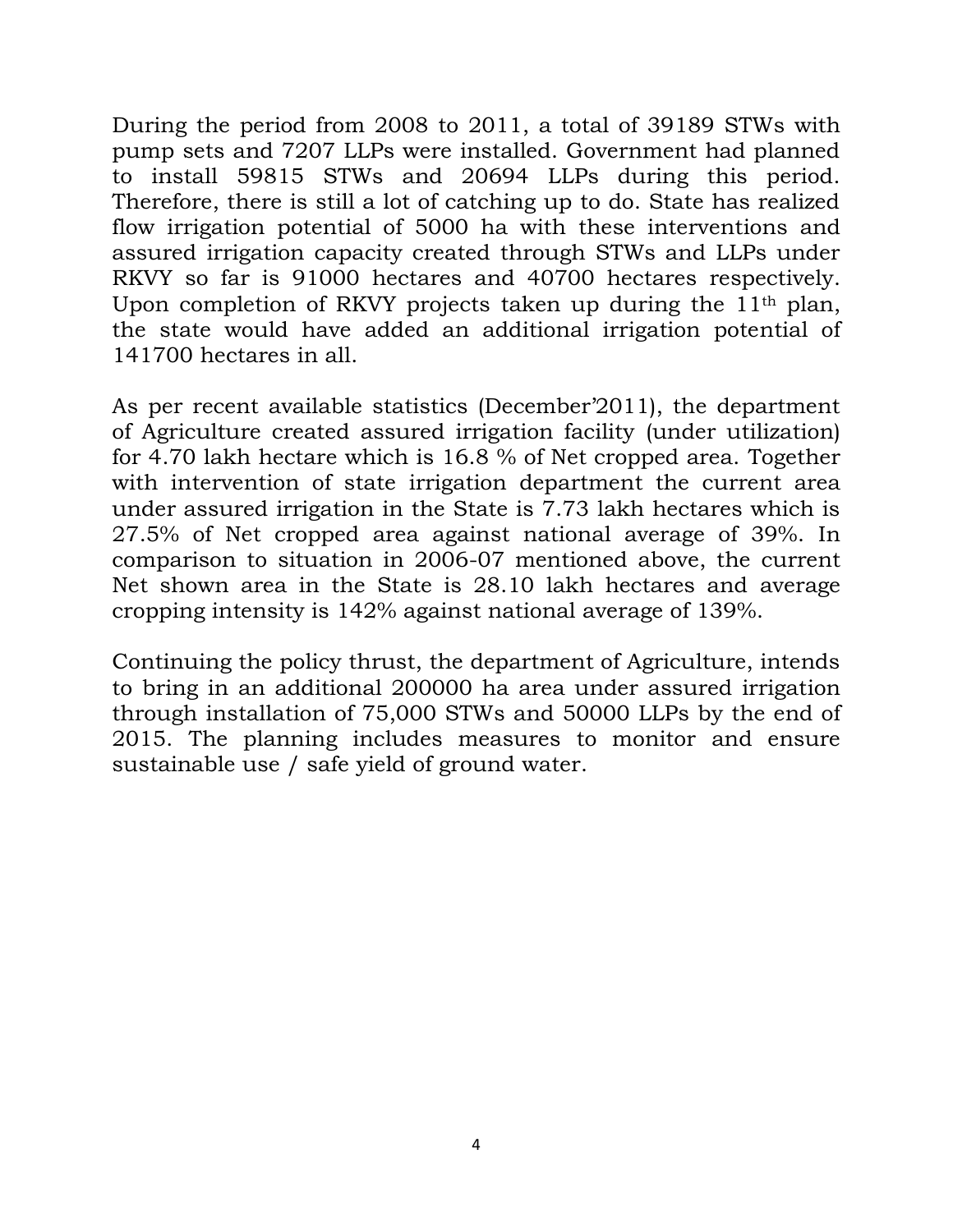During the period from 2008 to 2011, a total of 39189 STWs with pump sets and 7207 LLPs were installed. Government had planned to install 59815 STWs and 20694 LLPs during this period. Therefore, there is still a lot of catching up to do. State has realized flow irrigation potential of 5000 ha with these interventions and assured irrigation capacity created through STWs and LLPs under RKVY so far is 91000 hectares and 40700 hectares respectively. Upon completion of RKVY projects taken up during the 11th plan, the state would have added an additional irrigation potential of 141700 hectares in all.

As per recent available statistics (December'2011), the department of Agriculture created assured irrigation facility (under utilization) for 4.70 lakh hectare which is 16.8 % of Net cropped area. Together with intervention of state irrigation department the current area under assured irrigation in the State is 7.73 lakh hectares which is 27.5% of Net cropped area against national average of 39%. In comparison to situation in 2006-07 mentioned above, the current Net shown area in the State is 28.10 lakh hectares and average cropping intensity is 142% against national average of 139%.

Continuing the policy thrust, the department of Agriculture, intends to bring in an additional 200000 ha area under assured irrigation through installation of 75,000 STWs and 50000 LLPs by the end of 2015. The planning includes measures to monitor and ensure sustainable use / safe yield of ground water.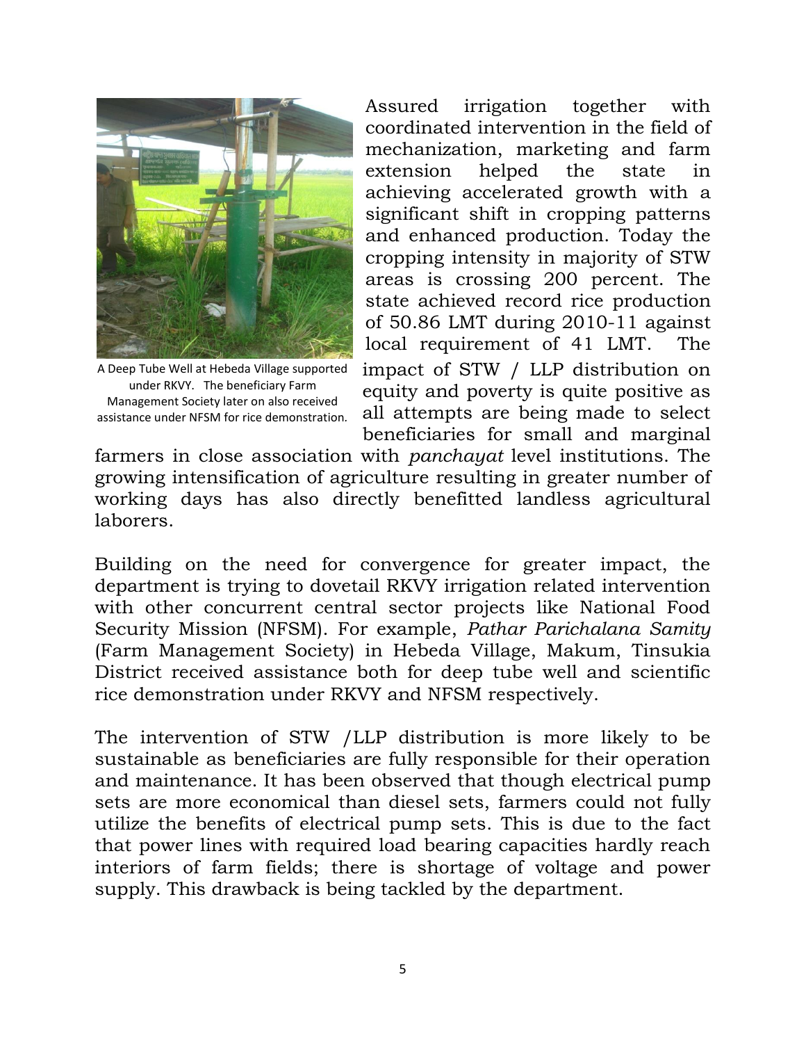Assured irrigation together with coordinated intervention in the field of mechanization, marketing and farm extension helped the state in achieving accelerated growth with a significant shift in cropping patterns and enhanced production. Today the cropping intensity in majority of STW areas is crossing 200 percent. The state achieved record rice production of 50.86 LMT during 2010-11 against local requirement of 41 LMT. The impact of STW / LLP distribution on equity and poverty is quite positive as all attempts are being made to select beneficiaries for small and marginal farmers in close association with *panchayat* level institutions. The growing intensification of agriculture resulting in greater number of working days has also directly benefitted landless agricultural laborers.

A Deep Tube Well at Hebeda Village supported under RKVY. The beneficiary Farm Management Society later on also received assistance under NFSM for rice demonstration.

Building on the need for convergence for greater impact, the department is trying to dovetail RKVY irrigation related intervention with other concurrent central sector projects like National Food Security Mission (NFSM). For example, *Pathar Parichalana Samity* (Farm Management Society) in Hebeda Village, Makum, Tinsukia District received assistance both for deep tube well and scientific rice demonstration under RKVY and NFSM respectively.

The intervention of STW /LLP distribution is more likely to be sustainable as beneficiaries are fully responsible for their operation and maintenance. It has been observed that though electrical pump sets are more economical than diesel sets, farmers could not fully utilize the benefits of electrical pump sets. This is due to the fact that power lines with required load bearing capacities hardly reach interiors of farm fields; there is shortage of voltage and power supply. This drawback is being tackled by the department.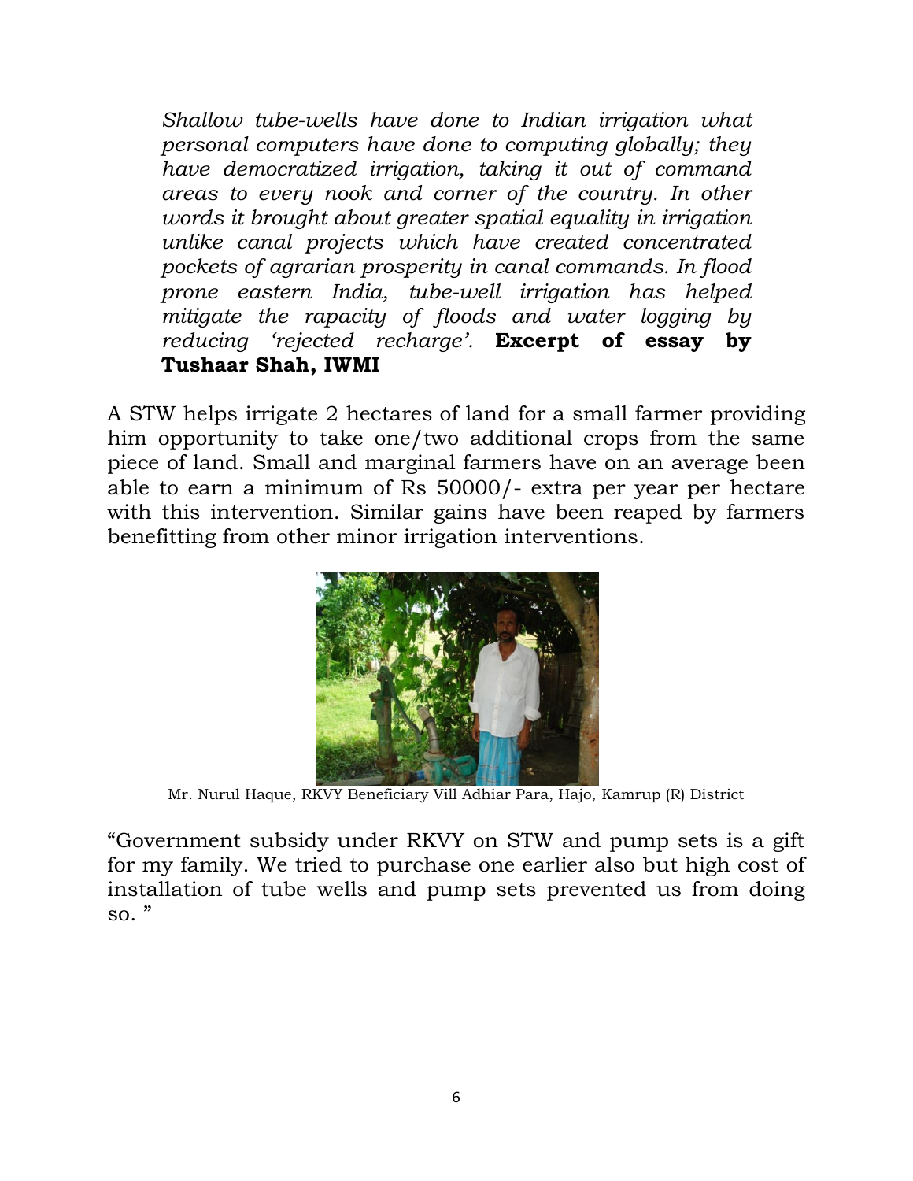*Shallow tube-wells have done to Indian irrigation what personal computers have done to computing globally; they have democratized irrigation, taking it out of command areas to every nook and corner of the country. In other words it brought about greater spatial equality in irrigation unlike canal projects which have created concentrated pockets of agrarian prosperity in canal commands. In flood prone eastern India, tube-well irrigation has helped mitigate the rapacity of floods and water logging by reducing 'rejected recharge'.* **Excerpt of essay by Tushaar Shah, IWMI**

A STW helps irrigate 2 hectares of land for a small farmer providing him opportunity to take one/two additional crops from the same piece of land. Small and marginal farmers have on an average been able to earn a minimum of Rs 50000/- extra per year per hectare with this intervention. Similar gains have been reaped by farmers benefitting from other minor irrigation interventions.

Mr. Nurul Haque, RKVY Beneficiary Vill Adhiar Para, Hajo, Kamrup (R) District

"Government subsidy under RKVY on STW and pump sets is a gift for my family. We tried to purchase one earlier also but high cost of installation of tube wells and pump sets prevented us from doing so. "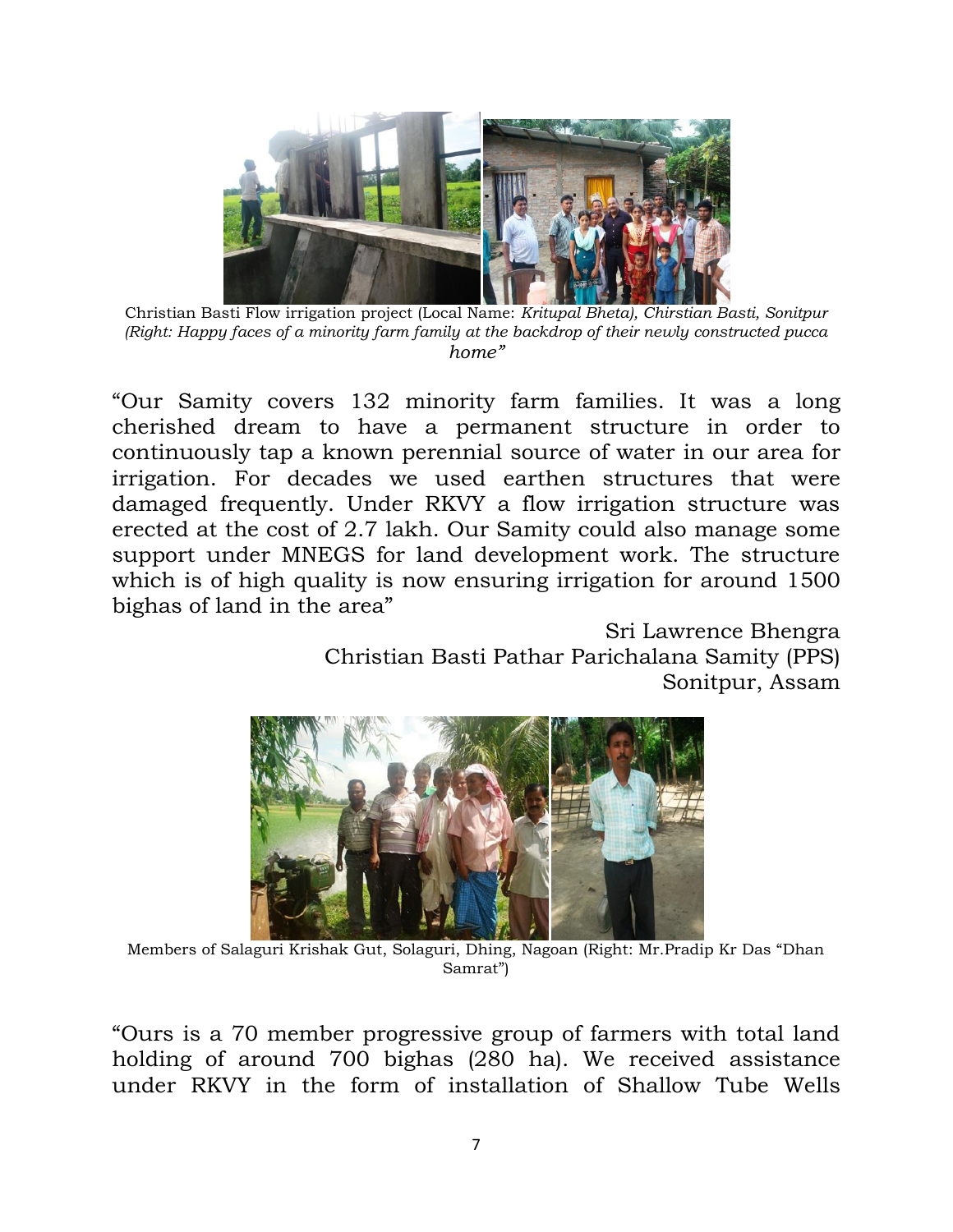Christian Basti Flow irrigation project (Local Name: *Kritupal Bheta), Chirstian Basti, Sonitpur (Right: Happy faces of a minority farm family at the backdrop of their newly constructed pucca home"*

"Our Samity covers 132 minority farm families. It was a long cherished dream to have a permanent structure in order to continuously tap a known perennial source of water in our area for irrigation. For decades we used earthen structures that were damaged frequently. Under RKVY a flow irrigation structure was erected at the cost of 2.7 lakh. Our Samity could also manage some support under MNEGS for land development work. The structure which is of high quality is now ensuring irrigation for around 1500 bighas of land in the area"

Sri Lawrence Bhengra
Christian Basti Pathar Parichalana Samity (PPS)
Sonitpur, Assam

Members of Salaguri Krishak Gut, Solaguri, Dhing, Nagoan (Right: Mr.Pradip Kr Das "Dhan Samrat")

"Ours is a 70 member progressive group of farmers with total land holding of around 700 bighas (280 ha). We received assistance under RKVY in the form of installation of Shallow Tube Wells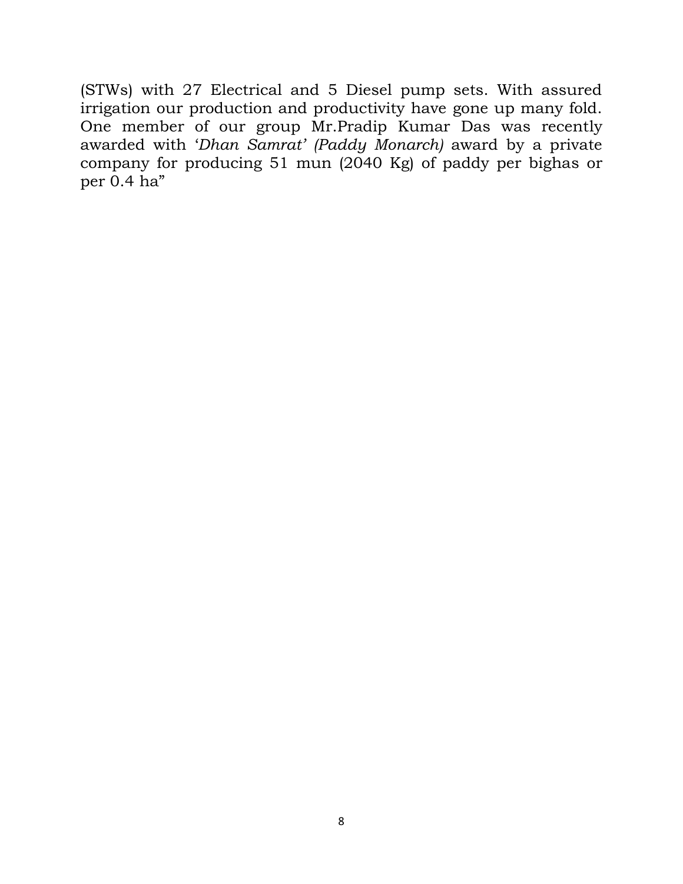(STWs) with 27 Electrical and 5 Diesel pump sets. With assured irrigation our production and productivity have gone up many fold. One member of our group Mr.Pradip Kumar Das was recently awarded with '*Dhan Samrat' (Paddy Monarch)* award by a private company for producing 51 mun (2040 Kg) of paddy per bighas or per 0.4 ha"